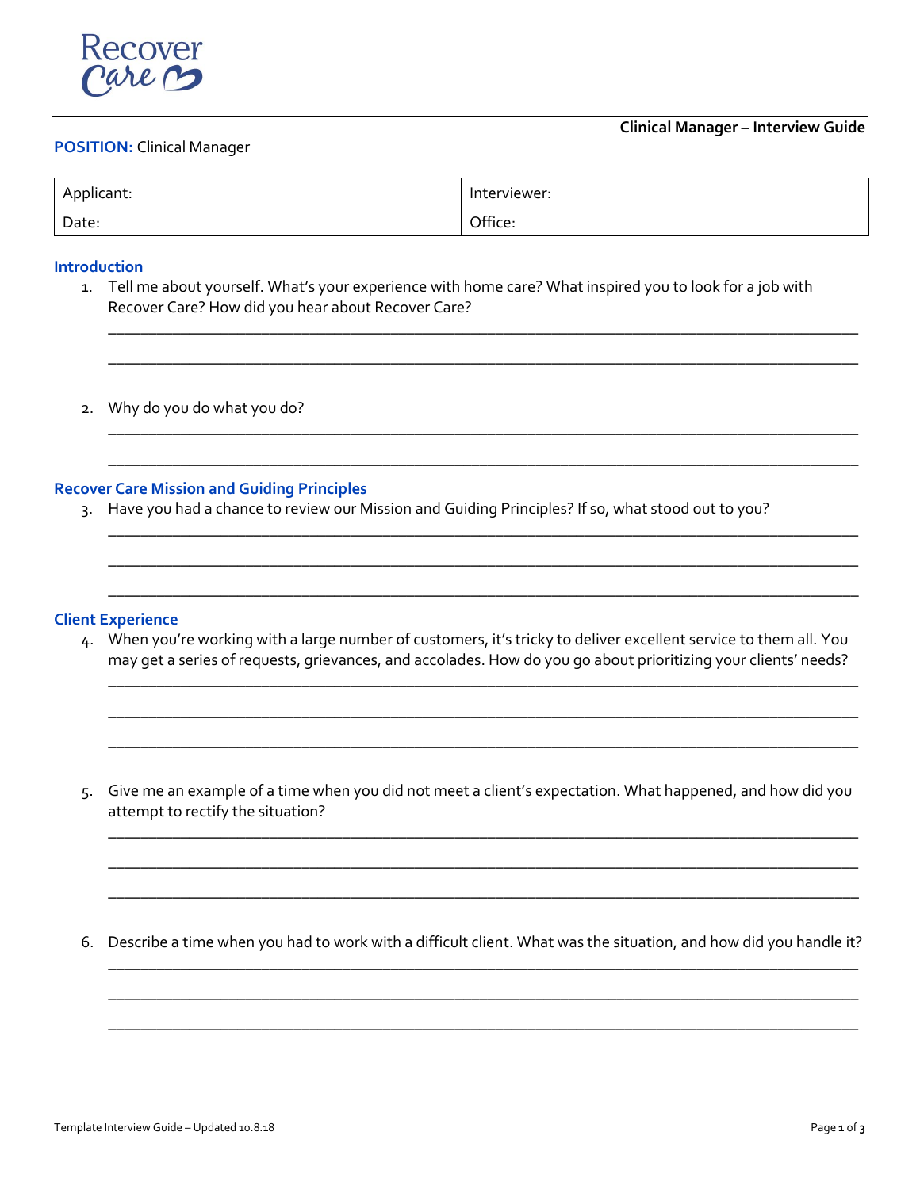Recover Care

**Clinical Manager – Interview Guide**

**POSITION:** Clinical Manager

| Applicant: | Interviewer: |
|---|---|
| Date: | Office: |

## Introduction

1. Tell me about yourself. What's your experience with home care? What inspired you to look for a job with Recover Care? How did you hear about Recover Care?

   ________________________________________________________________________________________

   ________________________________________________________________________________________

2. Why do you do what you do?

   ________________________________________________________________________________________

   ________________________________________________________________________________________

## Recover Care Mission and Guiding Principles

3. Have you had a chance to review our Mission and Guiding Principles? If so, what stood out to you?

   ________________________________________________________________________________________

   ________________________________________________________________________________________

   ________________________________________________________________________________________

## Client Experience

4. When you're working with a large number of customers, it's tricky to deliver excellent service to them all. You may get a series of requests, grievances, and accolades. How do you go about prioritizing your clients' needs?

   ________________________________________________________________________________________

   ________________________________________________________________________________________

   ________________________________________________________________________________________

5. Give me an example of a time when you did not meet a client's expectation. What happened, and how did you attempt to rectify the situation?

   ________________________________________________________________________________________

   ________________________________________________________________________________________

   ________________________________________________________________________________________

6. Describe a time when you had to work with a difficult client. What was the situation, and how did you handle it?

   ________________________________________________________________________________________

   ________________________________________________________________________________________

   ________________________________________________________________________________________

Template Interview Guide – Updated 10.8.18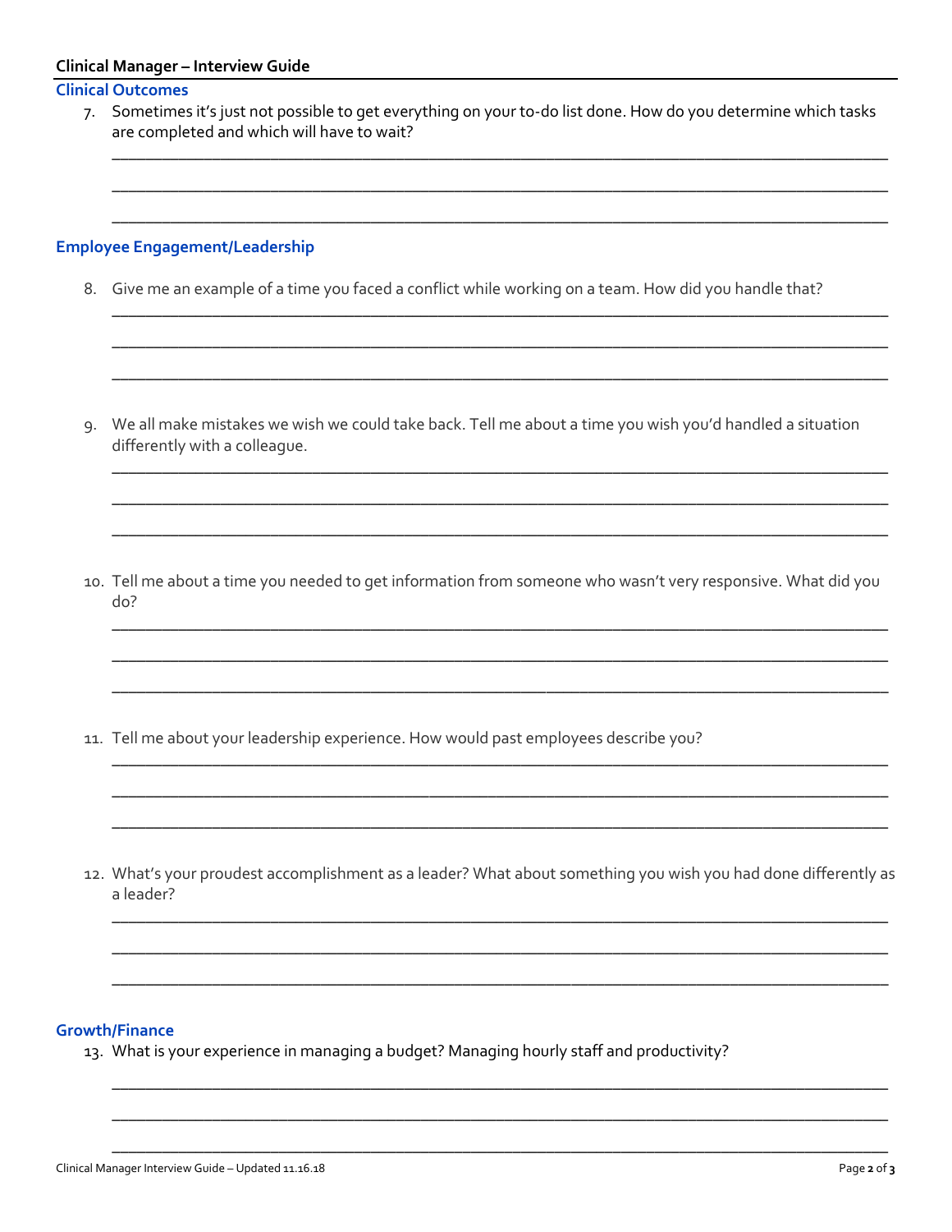## Clinical Outcomes

7. Sometimes it's just not possible to get everything on your to-do list done. How do you determine which tasks are completed and which will have to wait?

______________________________________________________________________________

______________________________________________________________________________

______________________________________________________________________________

## Employee Engagement/Leadership

8. Give me an example of a time you faced a conflict while working on a team. How did you handle that?

______________________________________________________________________________

______________________________________________________________________________

______________________________________________________________________________

9. We all make mistakes we wish we could take back. Tell me about a time you wish you'd handled a situation differently with a colleague.

______________________________________________________________________________

______________________________________________________________________________

______________________________________________________________________________

10. Tell me about a time you needed to get information from someone who wasn't very responsive. What did you do?

______________________________________________________________________________

______________________________________________________________________________

______________________________________________________________________________

11. Tell me about your leadership experience. How would past employees describe you?

______________________________________________________________________________

______________________________________________________________________________

______________________________________________________________________________

12. What's your proudest accomplishment as a leader? What about something you wish you had done differently as a leader?

______________________________________________________________________________

______________________________________________________________________________

______________________________________________________________________________

## Growth/Finance

13. What is your experience in managing a budget? Managing hourly staff and productivity?

______________________________________________________________________________

______________________________________________________________________________

______________________________________________________________________________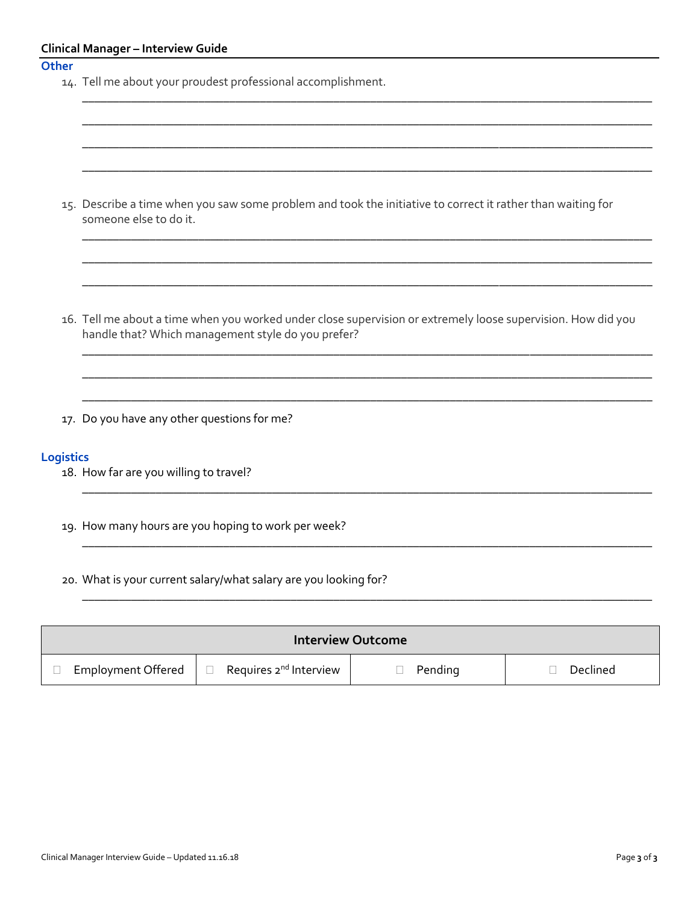## Other

14. Tell me about your proudest professional accomplishment.

_______________________________________________________________________________

_______________________________________________________________________________

_______________________________________________________________________________

_______________________________________________________________________________

15. Describe a time when you saw some problem and took the initiative to correct it rather than waiting for someone else to do it.

_______________________________________________________________________________

_______________________________________________________________________________

_______________________________________________________________________________

16. Tell me about a time when you worked under close supervision or extremely loose supervision. How did you handle that? Which management style do you prefer?

_______________________________________________________________________________

_______________________________________________________________________________

_______________________________________________________________________________

17. Do you have any other questions for me?

## Logistics

18. How far are you willing to travel?

_______________________________________________________________________________

19. How many hours are you hoping to work per week?

_______________________________________________________________________________

20. What is your current salary/what salary are you looking for?

_______________________________________________________________________________

| Interview Outcome | | | |
|---|---|---|---|
| ☐ Employment Offered | ☐ Requires 2nd Interview | ☐ Pending | ☐ Declined |